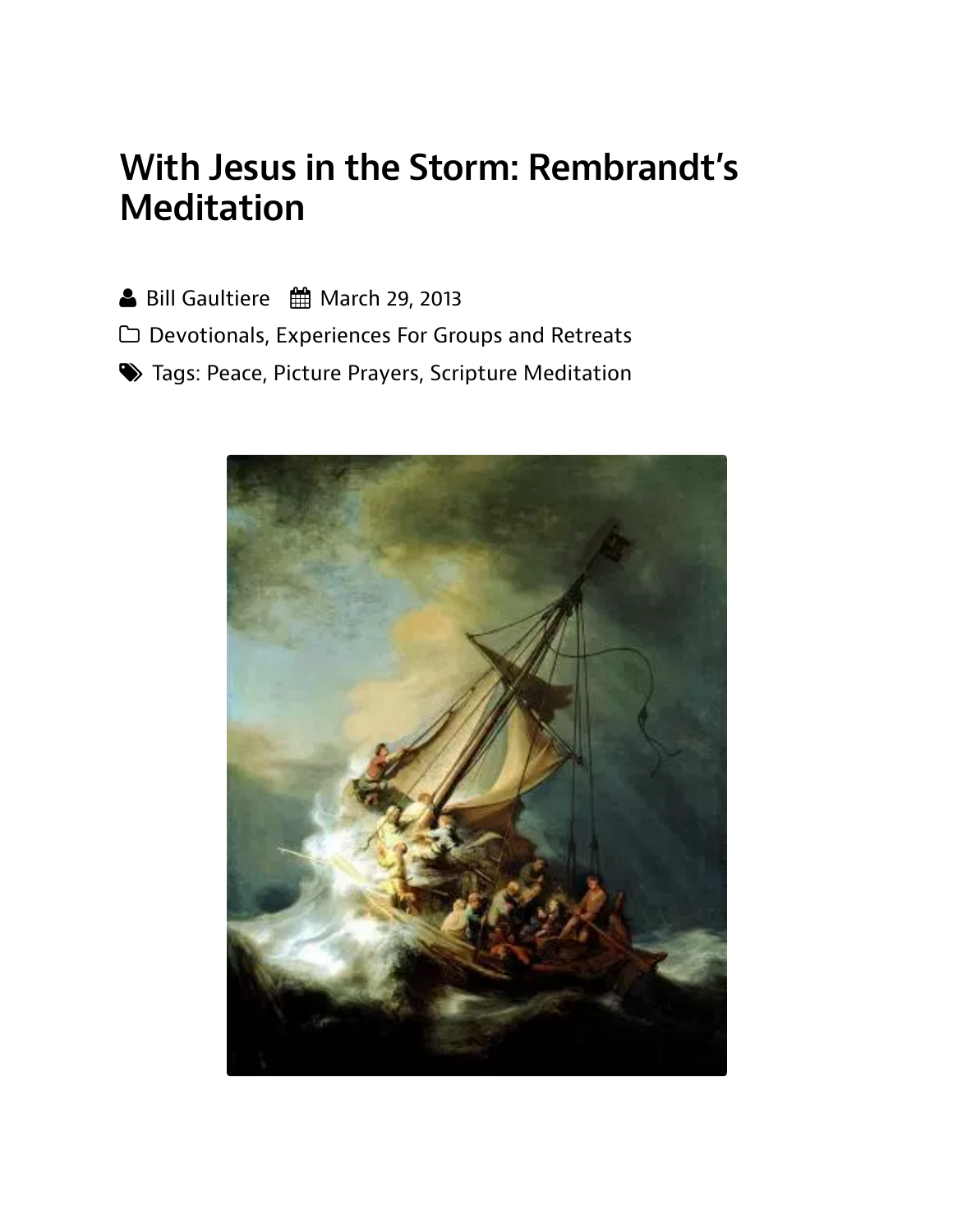# With Jesus in the Storm: Rembrandt's Meditation

Bill Gaultiere   March 29, 2013

Devotionals, Experiences For Groups and Retreats

Tags: Peace, Picture Prayers, Scripture Meditation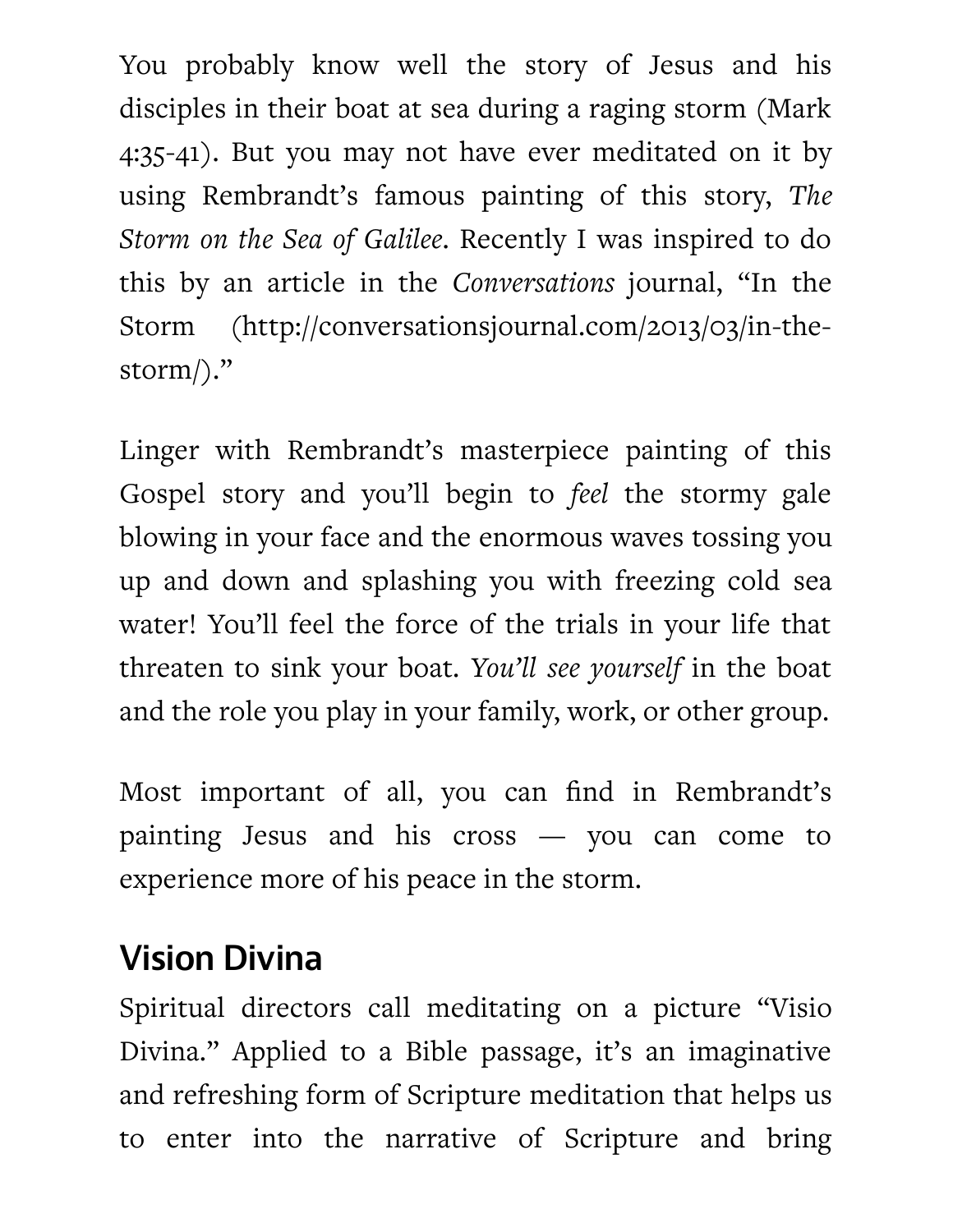You probably know well the story of Jesus and his disciples in their boat at sea during a raging storm (Mark 4:35-41). But you may not have ever meditated on it by using Rembrandt's famous painting of this story, *The Storm on the Sea of Galilee*. Recently I was inspired to do this by an article in the *Conversations* journal, "In the Storm (http://conversationsjournal.com/2013/03/in-the-storm/)."

Linger with Rembrandt's masterpiece painting of this Gospel story and you'll begin to *feel* the stormy gale blowing in your face and the enormous waves tossing you up and down and splashing you with freezing cold sea water! You'll feel the force of the trials in your life that threaten to sink your boat. *You'll see yourself* in the boat and the role you play in your family, work, or other group.

Most important of all, you can find in Rembrandt's painting Jesus and his cross — you can come to experience more of his peace in the storm.

## Vision Divina

Spiritual directors call meditating on a picture "Visio Divina." Applied to a Bible passage, it's an imaginative and refreshing form of Scripture meditation that helps us to enter into the narrative of Scripture and bring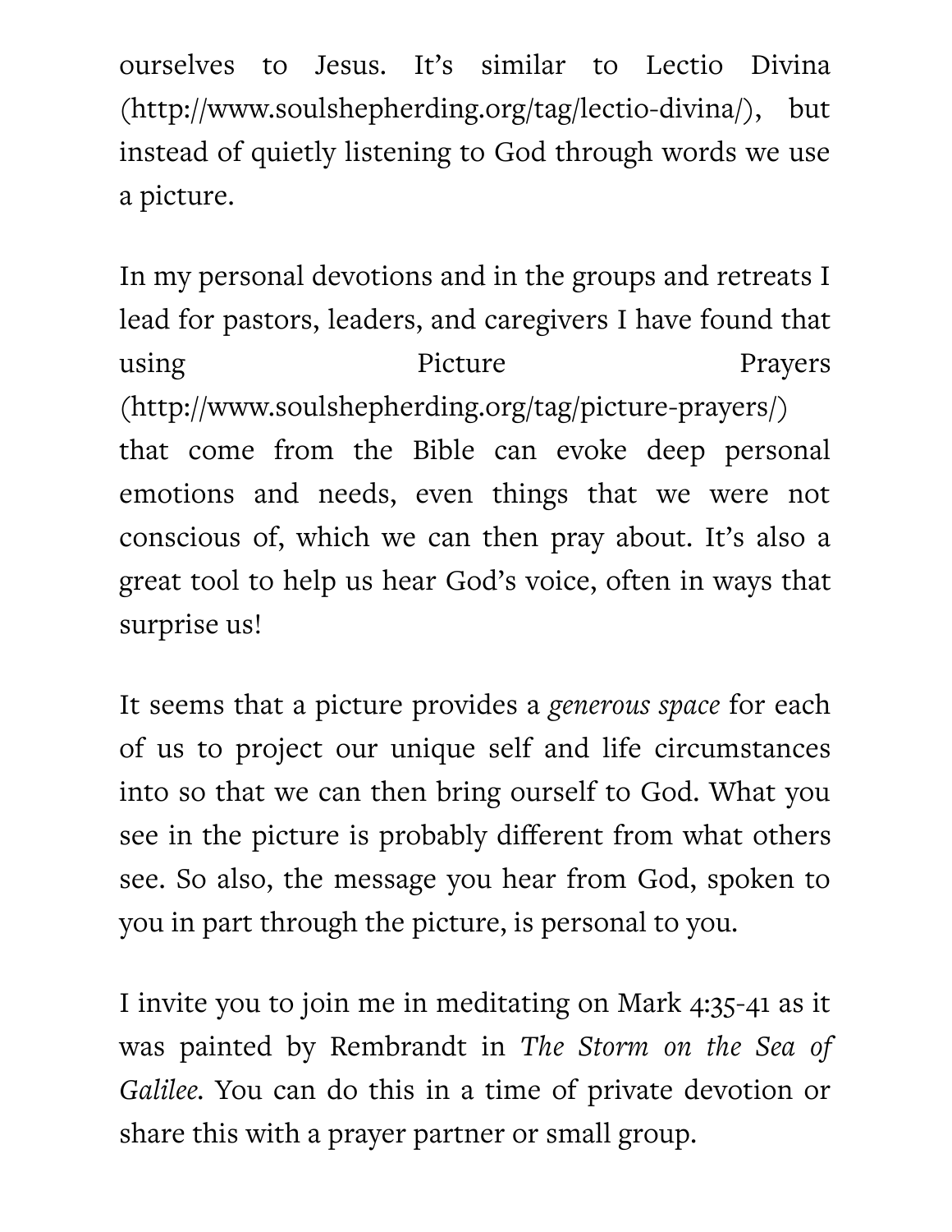ourselves to Jesus. It's similar to Lectio Divina (http://www.soulshepherding.org/tag/lectio-divina/), but instead of quietly listening to God through words we use a picture.

In my personal devotions and in the groups and retreats I lead for pastors, leaders, and caregivers I have found that using Picture Prayers (http://www.soulshepherding.org/tag/picture-prayers/) that come from the Bible can evoke deep personal emotions and needs, even things that we were not conscious of, which we can then pray about. It's also a great tool to help us hear God's voice, often in ways that surprise us!

It seems that a picture provides a *generous space* for each of us to project our unique self and life circumstances into so that we can then bring ourself to God. What you see in the picture is probably different from what others see. So also, the message you hear from God, spoken to you in part through the picture, is personal to you.

I invite you to join me in meditating on Mark 4:35-41 as it was painted by Rembrandt in *The Storm on the Sea of Galilee*. You can do this in a time of private devotion or share this with a prayer partner or small group.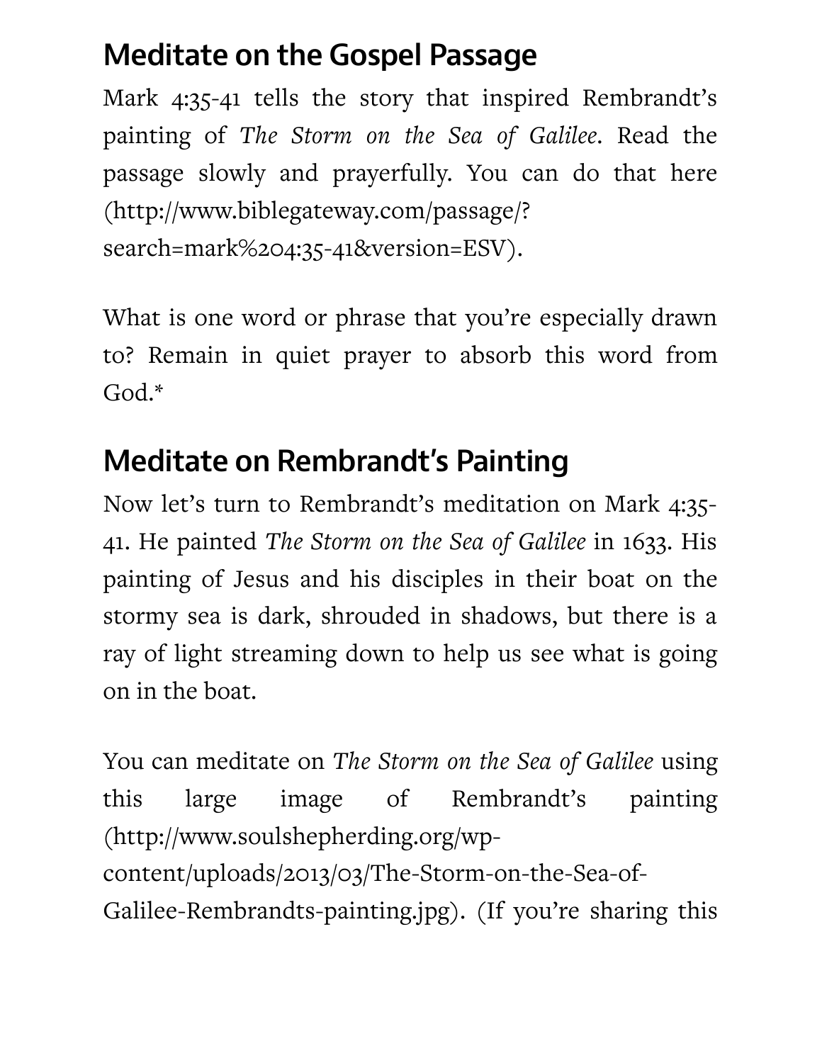## Meditate on the Gospel Passage

Mark 4:35-41 tells the story that inspired Rembrandt's painting of *The Storm on the Sea of Galilee*. Read the passage slowly and prayerfully. You can do that here (http://www.biblegateway.com/passage/?search=mark%204:35-41&version=ESV).

What is one word or phrase that you're especially drawn to? Remain in quiet prayer to absorb this word from God.*

## Meditate on Rembrandt's Painting

Now let's turn to Rembrandt's meditation on Mark 4:35-41. He painted *The Storm on the Sea of Galilee* in 1633. His painting of Jesus and his disciples in their boat on the stormy sea is dark, shrouded in shadows, but there is a ray of light streaming down to help us see what is going on in the boat.

You can meditate on *The Storm on the Sea of Galilee* using this large image of Rembrandt's painting (http://www.soulshepherding.org/wp-content/uploads/2013/03/The-Storm-on-the-Sea-of-Galilee-Rembrandts-painting.jpg). (If you're sharing this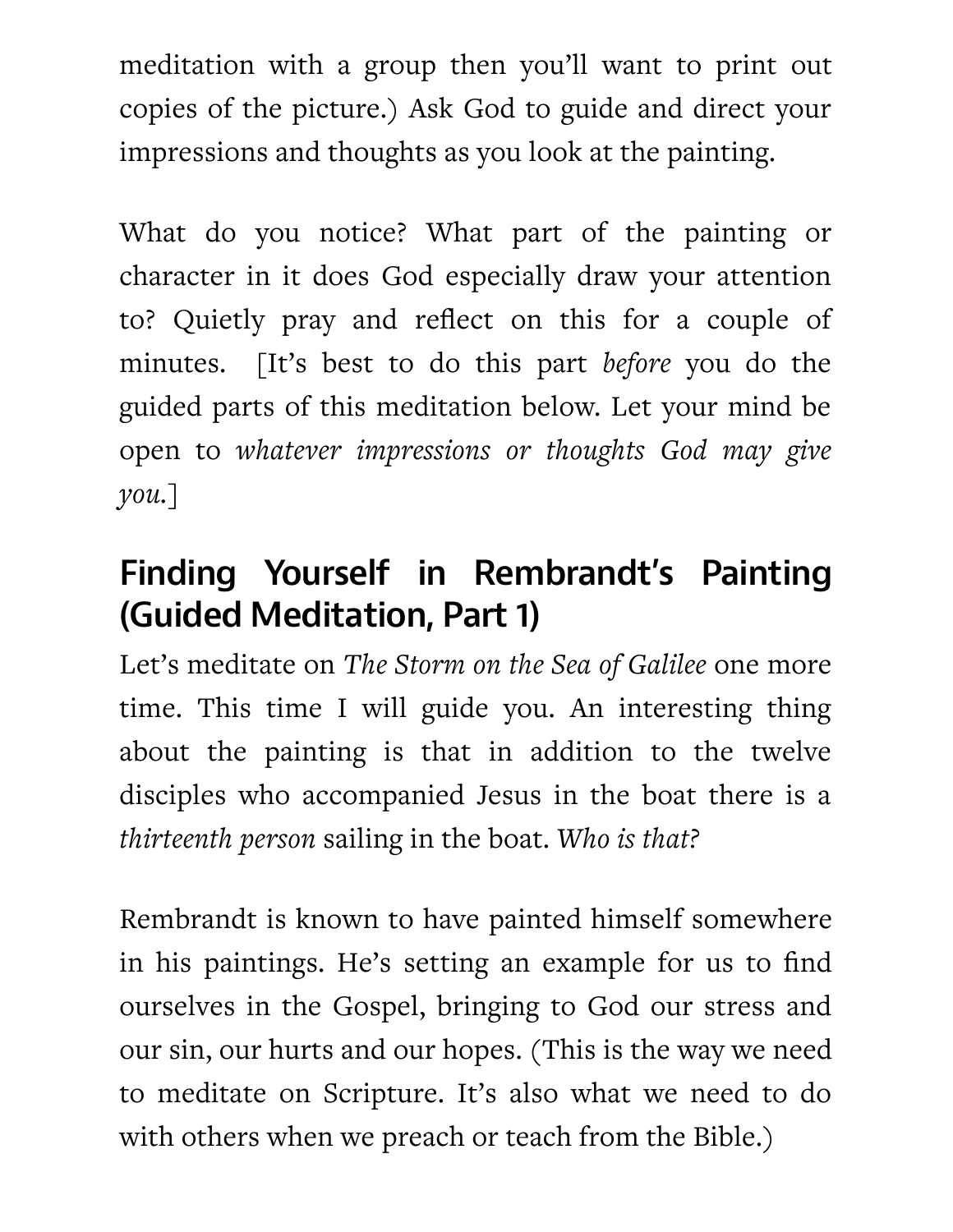meditation with a group then you'll want to print out copies of the picture.) Ask God to guide and direct your impressions and thoughts as you look at the painting.

What do you notice? What part of the painting or character in it does God especially draw your attention to? Quietly pray and reflect on this for a couple of minutes. [It's best to do this part *before* you do the guided parts of this meditation below. Let your mind be open to *whatever impressions or thoughts God may give you*.]

## Finding Yourself in Rembrandt's Painting (Guided Meditation, Part 1)

Let's meditate on *The Storm on the Sea of Galilee* one more time. This time I will guide you. An interesting thing about the painting is that in addition to the twelve disciples who accompanied Jesus in the boat there is a *thirteenth person* sailing in the boat. *Who is that*?

Rembrandt is known to have painted himself somewhere in his paintings. He's setting an example for us to find ourselves in the Gospel, bringing to God our stress and our sin, our hurts and our hopes. (This is the way we need to meditate on Scripture. It's also what we need to do with others when we preach or teach from the Bible.)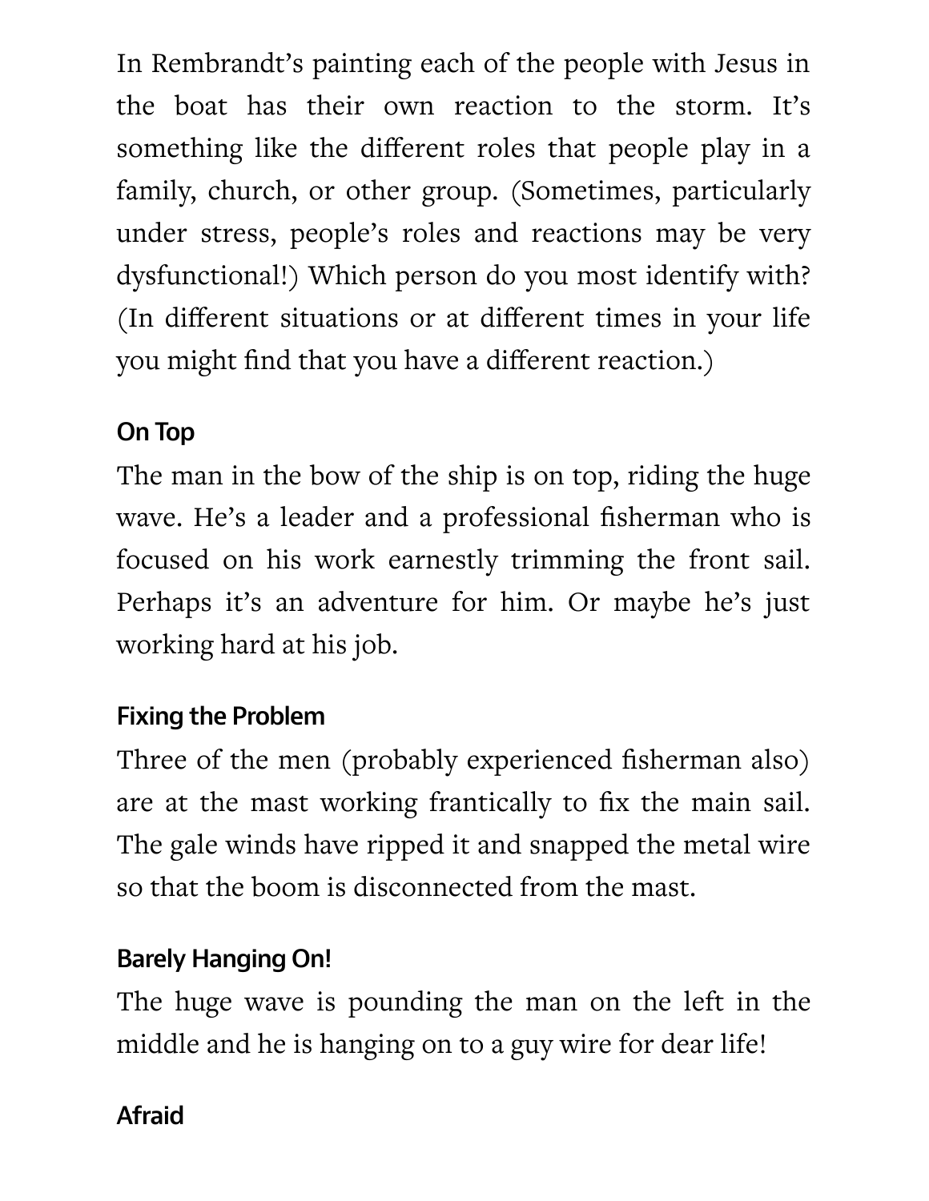In Rembrandt's painting each of the people with Jesus in the boat has their own reaction to the storm. It's something like the different roles that people play in a family, church, or other group. (Sometimes, particularly under stress, people's roles and reactions may be very dysfunctional!) Which person do you most identify with? (In different situations or at different times in your life you might find that you have a different reaction.)

### On Top

The man in the bow of the ship is on top, riding the huge wave. He's a leader and a professional fisherman who is focused on his work earnestly trimming the front sail. Perhaps it's an adventure for him. Or maybe he's just working hard at his job.

### Fixing the Problem

Three of the men (probably experienced fisherman also) are at the mast working frantically to fix the main sail. The gale winds have ripped it and snapped the metal wire so that the boom is disconnected from the mast.

### Barely Hanging On!

The huge wave is pounding the man on the left in the middle and he is hanging on to a guy wire for dear life!

### Afraid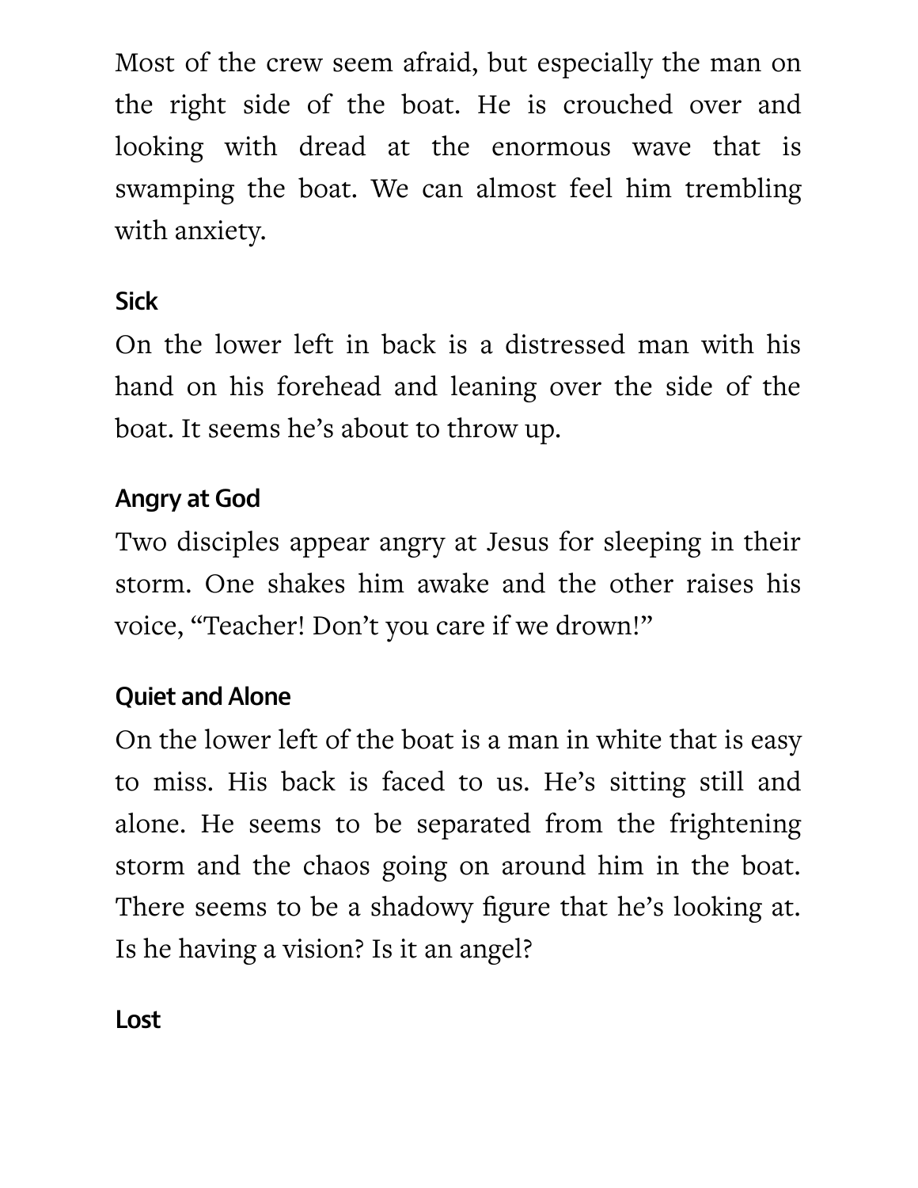Most of the crew seem afraid, but especially the man on the right side of the boat. He is crouched over and looking with dread at the enormous wave that is swamping the boat. We can almost feel him trembling with anxiety.

### Sick

On the lower left in back is a distressed man with his hand on his forehead and leaning over the side of the boat. It seems he's about to throw up.

### Angry at God

Two disciples appear angry at Jesus for sleeping in their storm. One shakes him awake and the other raises his voice, "Teacher! Don't you care if we drown!"

### Quiet and Alone

On the lower left of the boat is a man in white that is easy to miss. His back is faced to us. He's sitting still and alone. He seems to be separated from the frightening storm and the chaos going on around him in the boat. There seems to be a shadowy figure that he's looking at. Is he having a vision? Is it an angel?

### Lost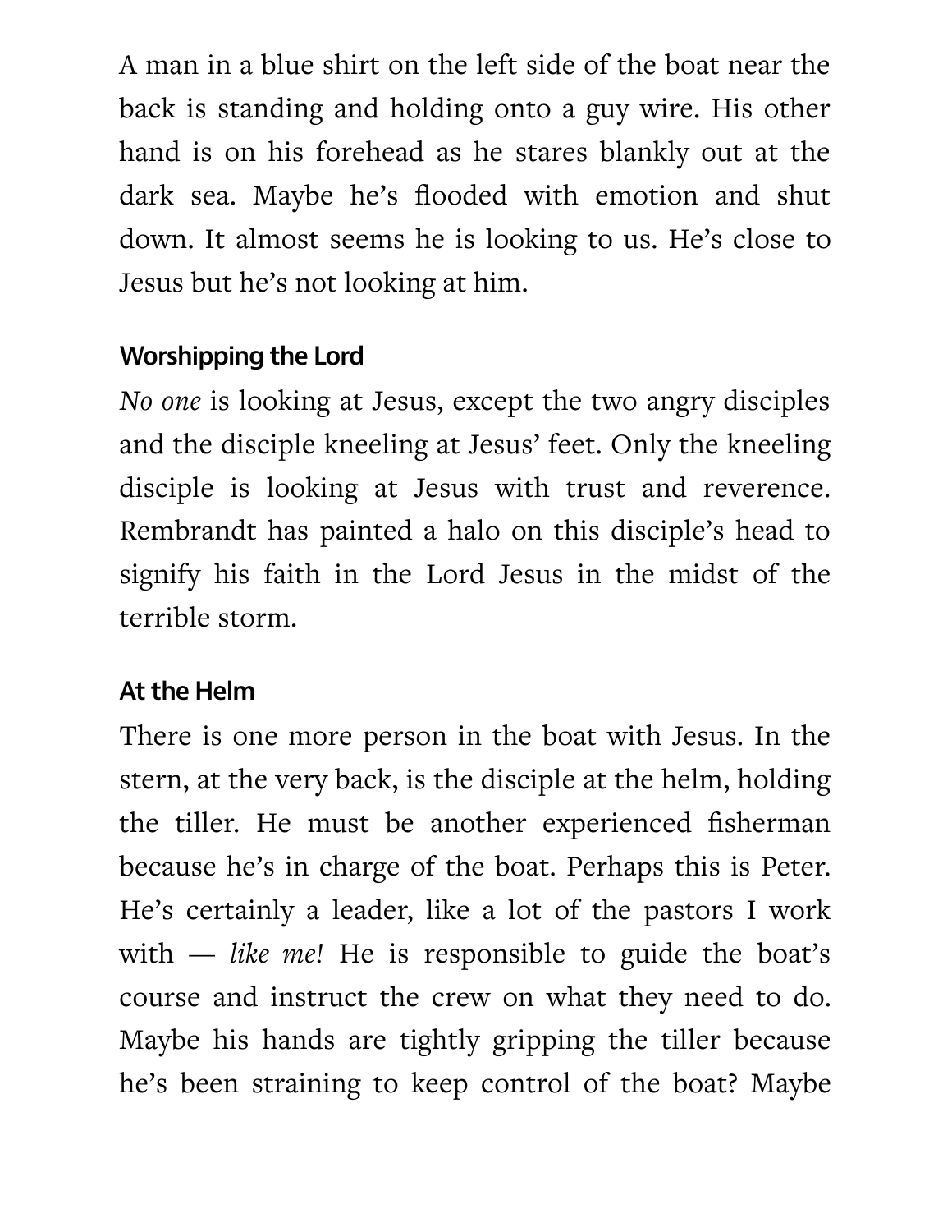A man in a blue shirt on the left side of the boat near the back is standing and holding onto a guy wire. His other hand is on his forehead as he stares blankly out at the dark sea. Maybe he's flooded with emotion and shut down. It almost seems he is looking to us. He's close to Jesus but he's not looking at him.

### Worshipping the Lord

*No one* is looking at Jesus, except the two angry disciples and the disciple kneeling at Jesus' feet. Only the kneeling disciple is looking at Jesus with trust and reverence. Rembrandt has painted a halo on this disciple's head to signify his faith in the Lord Jesus in the midst of the terrible storm.

### At the Helm

There is one more person in the boat with Jesus. In the stern, at the very back, is the disciple at the helm, holding the tiller. He must be another experienced fisherman because he's in charge of the boat. Perhaps this is Peter. He's certainly a leader, like a lot of the pastors I work with — *like me!* He is responsible to guide the boat's course and instruct the crew on what they need to do. Maybe his hands are tightly gripping the tiller because he's been straining to keep control of the boat? Maybe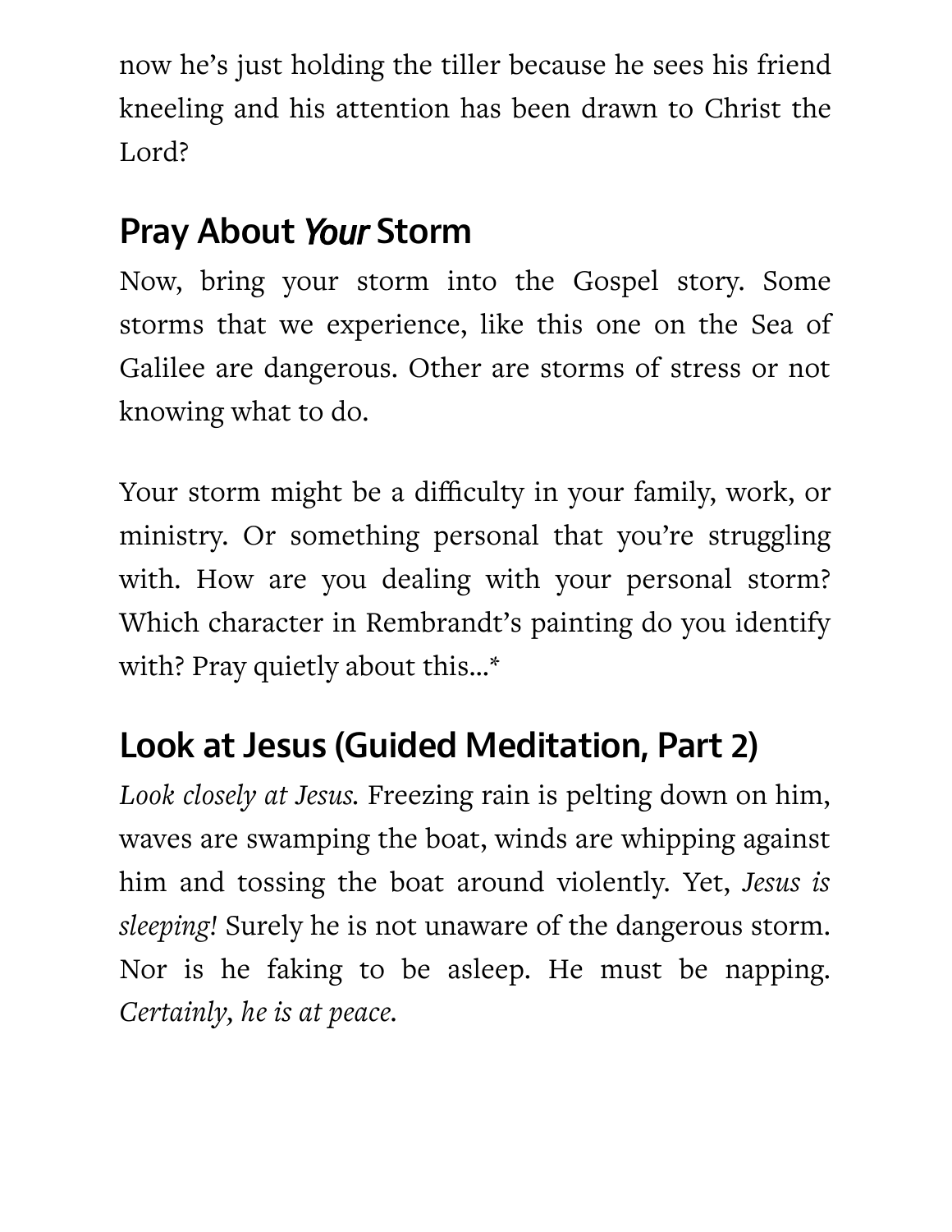now he's just holding the tiller because he sees his friend kneeling and his attention has been drawn to Christ the Lord?

## Pray About *Your* Storm

Now, bring your storm into the Gospel story. Some storms that we experience, like this one on the Sea of Galilee are dangerous. Other are storms of stress or not knowing what to do.

Your storm might be a difficulty in your family, work, or ministry. Or something personal that you're struggling with. How are you dealing with your personal storm? Which character in Rembrandt's painting do you identify with? Pray quietly about this…*

## Look at Jesus (Guided Meditation, Part 2)

*Look closely at Jesus.* Freezing rain is pelting down on him, waves are swamping the boat, winds are whipping against him and tossing the boat around violently. Yet, *Jesus is sleeping!* Surely he is not unaware of the dangerous storm. Nor is he faking to be asleep. He must be napping. *Certainly, he is at peace.*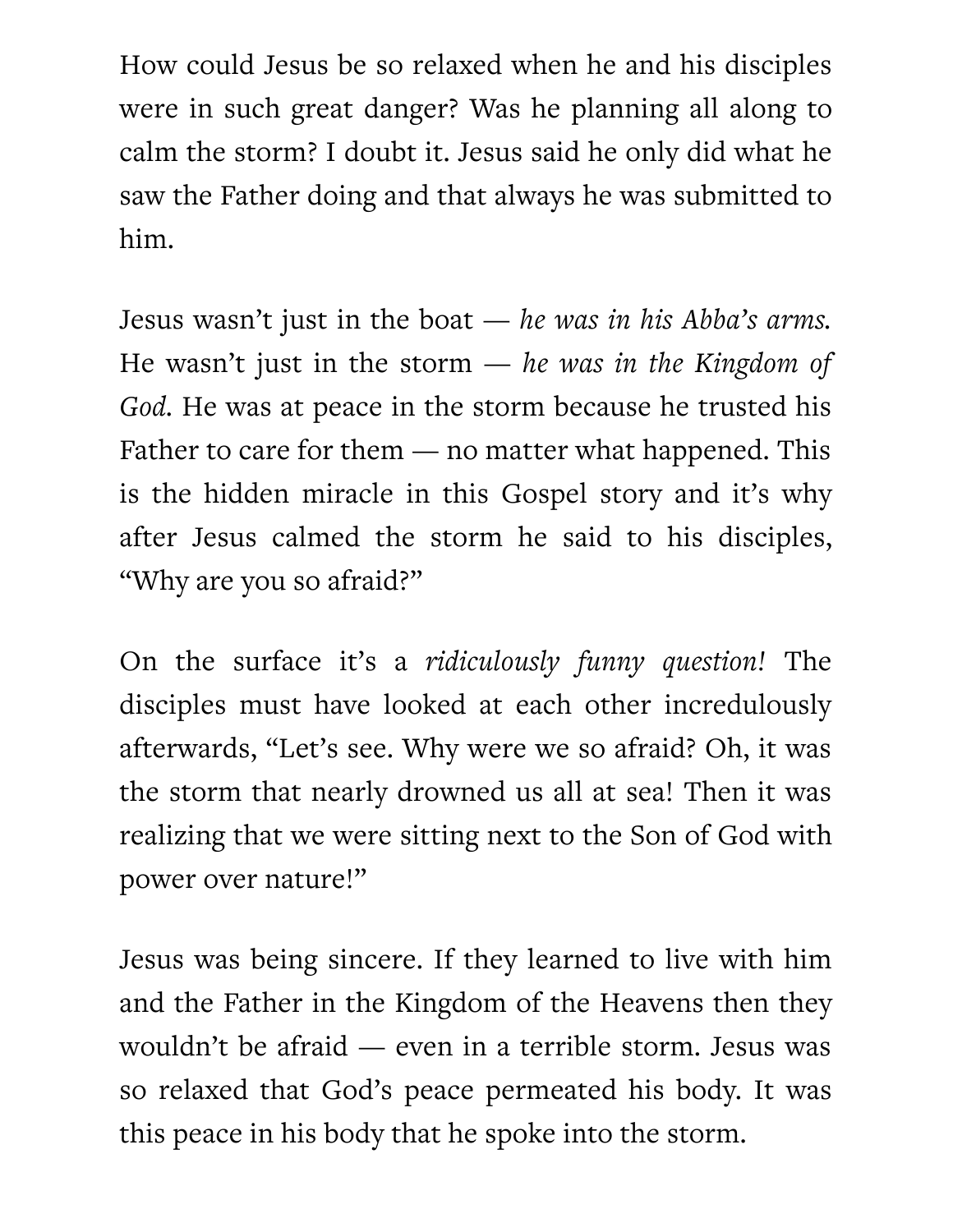How could Jesus be so relaxed when he and his disciples were in such great danger? Was he planning all along to calm the storm? I doubt it. Jesus said he only did what he saw the Father doing and that always he was submitted to him.

Jesus wasn't just in the boat — *he was in his Abba's arms.* He wasn't just in the storm — *he was in the Kingdom of God.* He was at peace in the storm because he trusted his Father to care for them — no matter what happened. This is the hidden miracle in this Gospel story and it's why after Jesus calmed the storm he said to his disciples, "Why are you so afraid?"

On the surface it's a *ridiculously funny question!* The disciples must have looked at each other incredulously afterwards, "Let's see. Why were we so afraid? Oh, it was the storm that nearly drowned us all at sea! Then it was realizing that we were sitting next to the Son of God with power over nature!"

Jesus was being sincere. If they learned to live with him and the Father in the Kingdom of the Heavens then they wouldn't be afraid — even in a terrible storm. Jesus was so relaxed that God's peace permeated his body. It was this peace in his body that he spoke into the storm.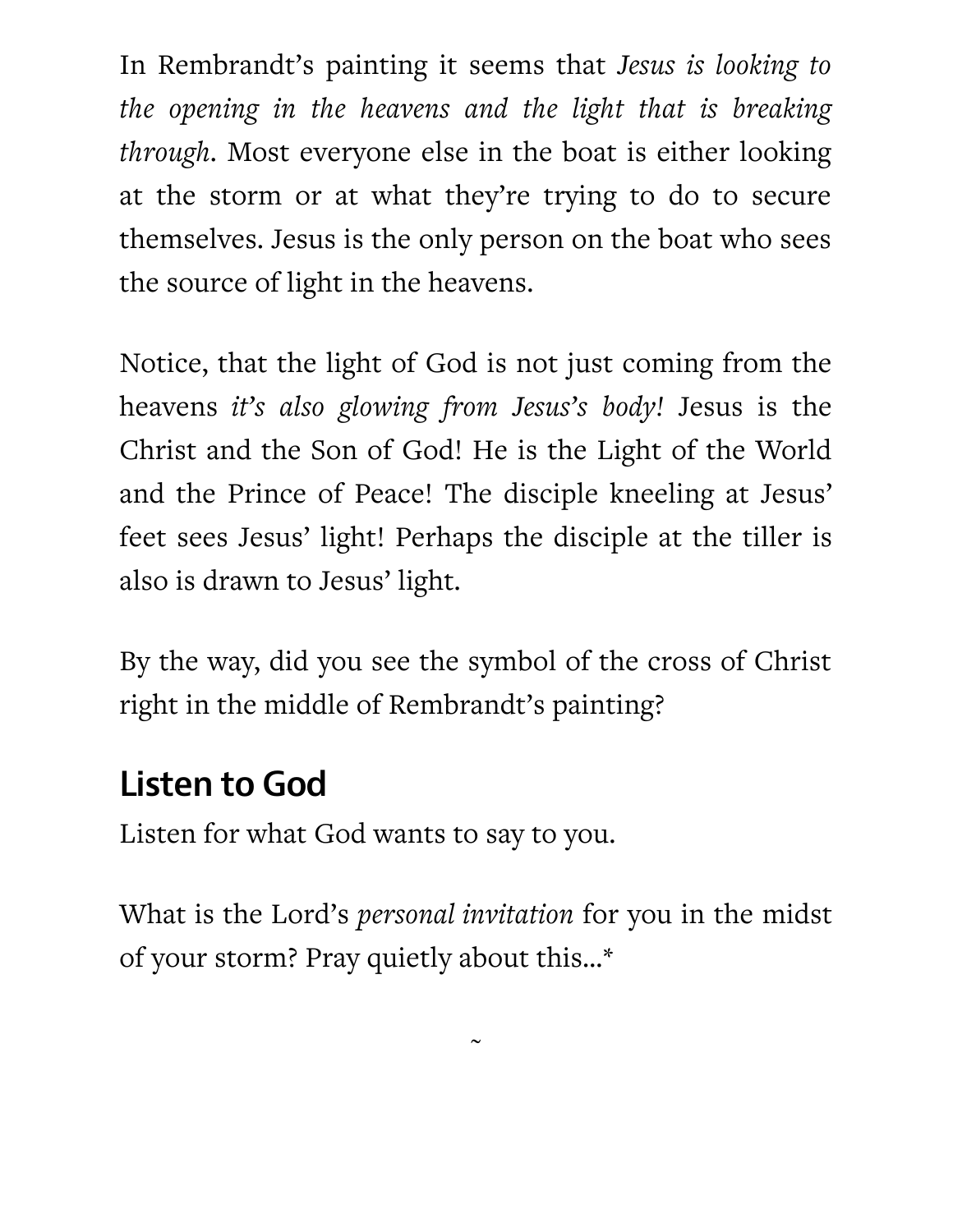In Rembrandt's painting it seems that *Jesus is looking to the opening in the heavens and the light that is breaking through.* Most everyone else in the boat is either looking at the storm or at what they're trying to do to secure themselves. Jesus is the only person on the boat who sees the source of light in the heavens.

Notice, that the light of God is not just coming from the heavens *it's also glowing from Jesus's body!* Jesus is the Christ and the Son of God! He is the Light of the World and the Prince of Peace! The disciple kneeling at Jesus' feet sees Jesus' light! Perhaps the disciple at the tiller is also is drawn to Jesus' light.

By the way, did you see the symbol of the cross of Christ right in the middle of Rembrandt's painting?

## Listen to God

Listen for what God wants to say to you.

What is the Lord's *personal invitation* for you in the midst of your storm? Pray quietly about this...*

~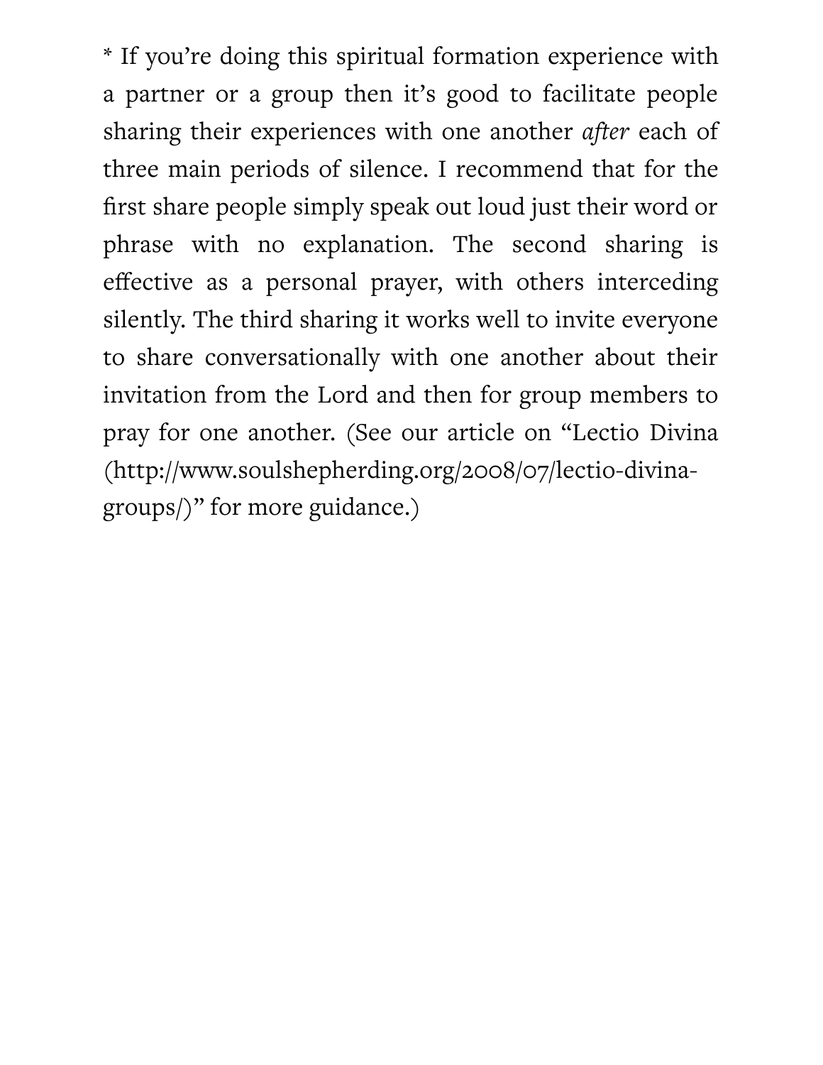* If you're doing this spiritual formation experience with a partner or a group then it's good to facilitate people sharing their experiences with one another *after* each of three main periods of silence. I recommend that for the first share people simply speak out loud just their word or phrase with no explanation. The second sharing is effective as a personal prayer, with others interceding silently. The third sharing it works well to invite everyone to share conversationally with one another about their invitation from the Lord and then for group members to pray for one another. (See our article on "Lectio Divina (http://www.soulshepherding.org/2008/07/lectio-divina-groups/)" for more guidance.)